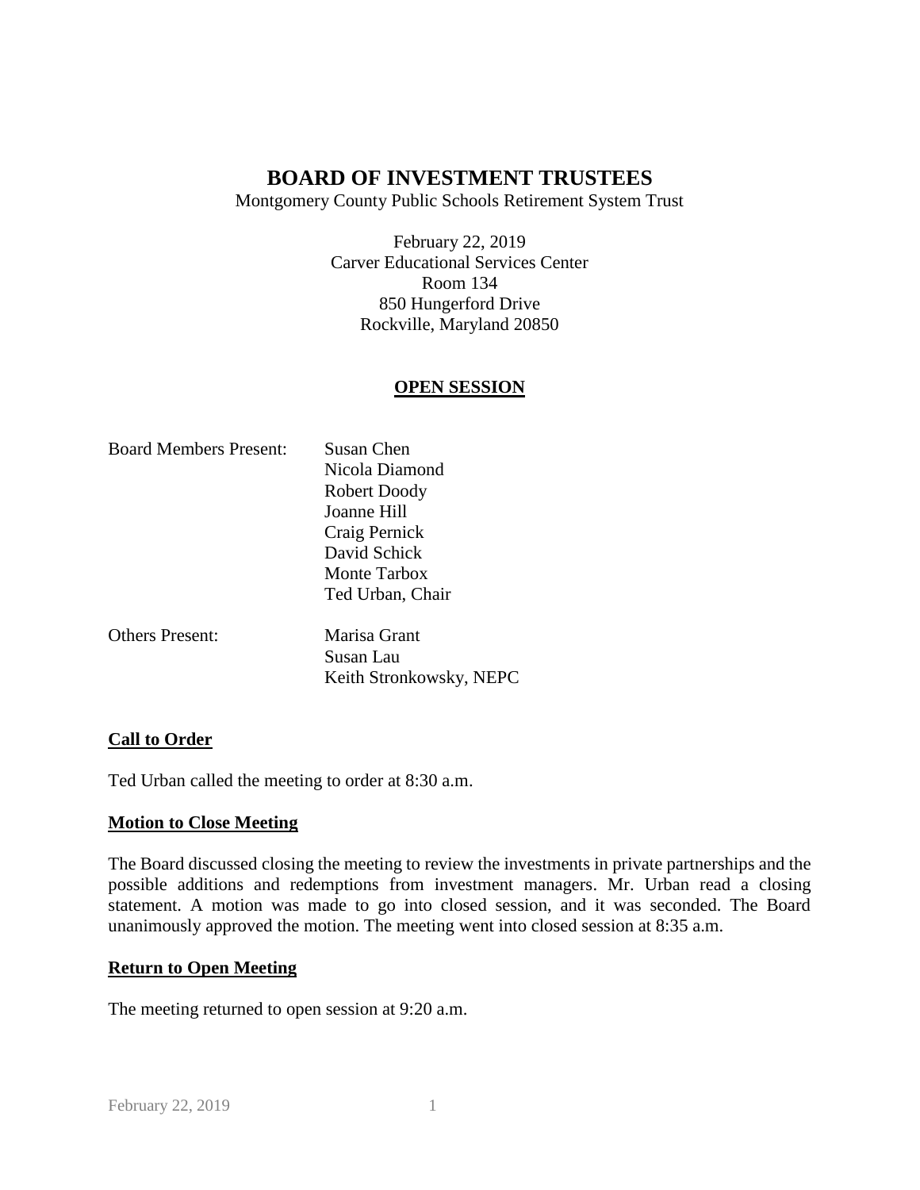# BOARD OF INVESTMENT TRUSTEES

Montgomery County Public Schools Retirement System Trust

February 22, 2019
Carver Educational Services Center
Room 134
850 Hungerford Drive
Rockville, Maryland 20850

## OPEN SESSION

| Board Members Present: | Susan Chen |
|---|---|
| | Nicola Diamond |
| | Robert Doody |
| | Joanne Hill |
| | Craig Pernick |
| | David Schick |
| | Monte Tarbox |
| | Ted Urban, Chair |
| Others Present: | Marisa Grant |
| | Susan Lau |
| | Keith Stronkowsky, NEPC |

### Call to Order

Ted Urban called the meeting to order at 8:30 a.m.

### Motion to Close Meeting

The Board discussed closing the meeting to review the investments in private partnerships and the possible additions and redemptions from investment managers. Mr. Urban read a closing statement. A motion was made to go into closed session, and it was seconded. The Board unanimously approved the motion. The meeting went into closed session at 8:35 a.m.

### Return to Open Meeting

The meeting returned to open session at 9:20 a.m.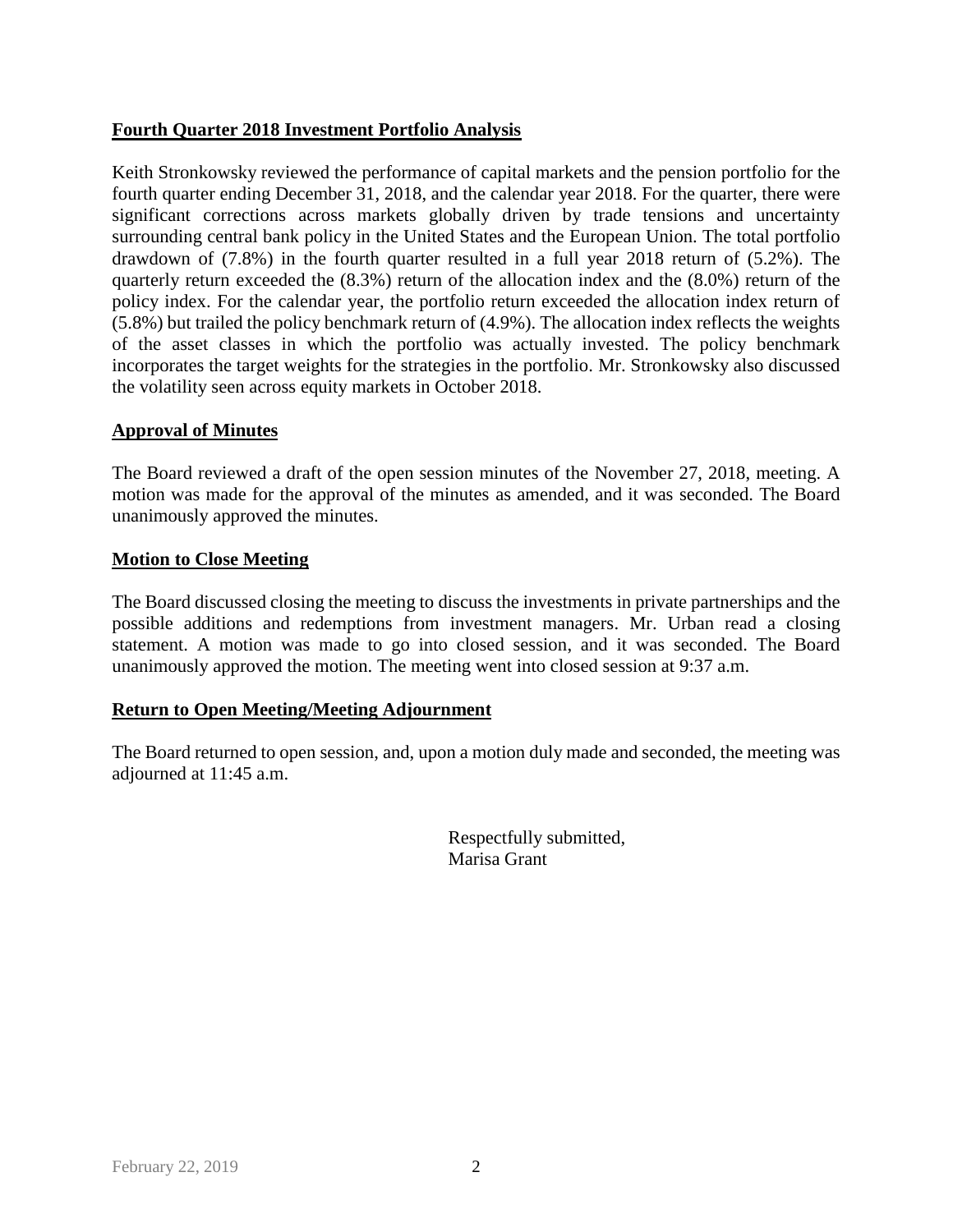## Fourth Quarter 2018 Investment Portfolio Analysis

Keith Stronkowsky reviewed the performance of capital markets and the pension portfolio for the fourth quarter ending December 31, 2018, and the calendar year 2018. For the quarter, there were significant corrections across markets globally driven by trade tensions and uncertainty surrounding central bank policy in the United States and the European Union. The total portfolio drawdown of (7.8%) in the fourth quarter resulted in a full year 2018 return of (5.2%). The quarterly return exceeded the (8.3%) return of the allocation index and the (8.0%) return of the policy index. For the calendar year, the portfolio return exceeded the allocation index return of (5.8%) but trailed the policy benchmark return of (4.9%). The allocation index reflects the weights of the asset classes in which the portfolio was actually invested. The policy benchmark incorporates the target weights for the strategies in the portfolio. Mr. Stronkowsky also discussed the volatility seen across equity markets in October 2018.

## Approval of Minutes

The Board reviewed a draft of the open session minutes of the November 27, 2018, meeting. A motion was made for the approval of the minutes as amended, and it was seconded. The Board unanimously approved the minutes.

## Motion to Close Meeting

The Board discussed closing the meeting to discuss the investments in private partnerships and the possible additions and redemptions from investment managers. Mr. Urban read a closing statement. A motion was made to go into closed session, and it was seconded. The Board unanimously approved the motion. The meeting went into closed session at 9:37 a.m.

## Return to Open Meeting/Meeting Adjournment

The Board returned to open session, and, upon a motion duly made and seconded, the meeting was adjourned at 11:45 a.m.

Respectfully submitted,
Marisa Grant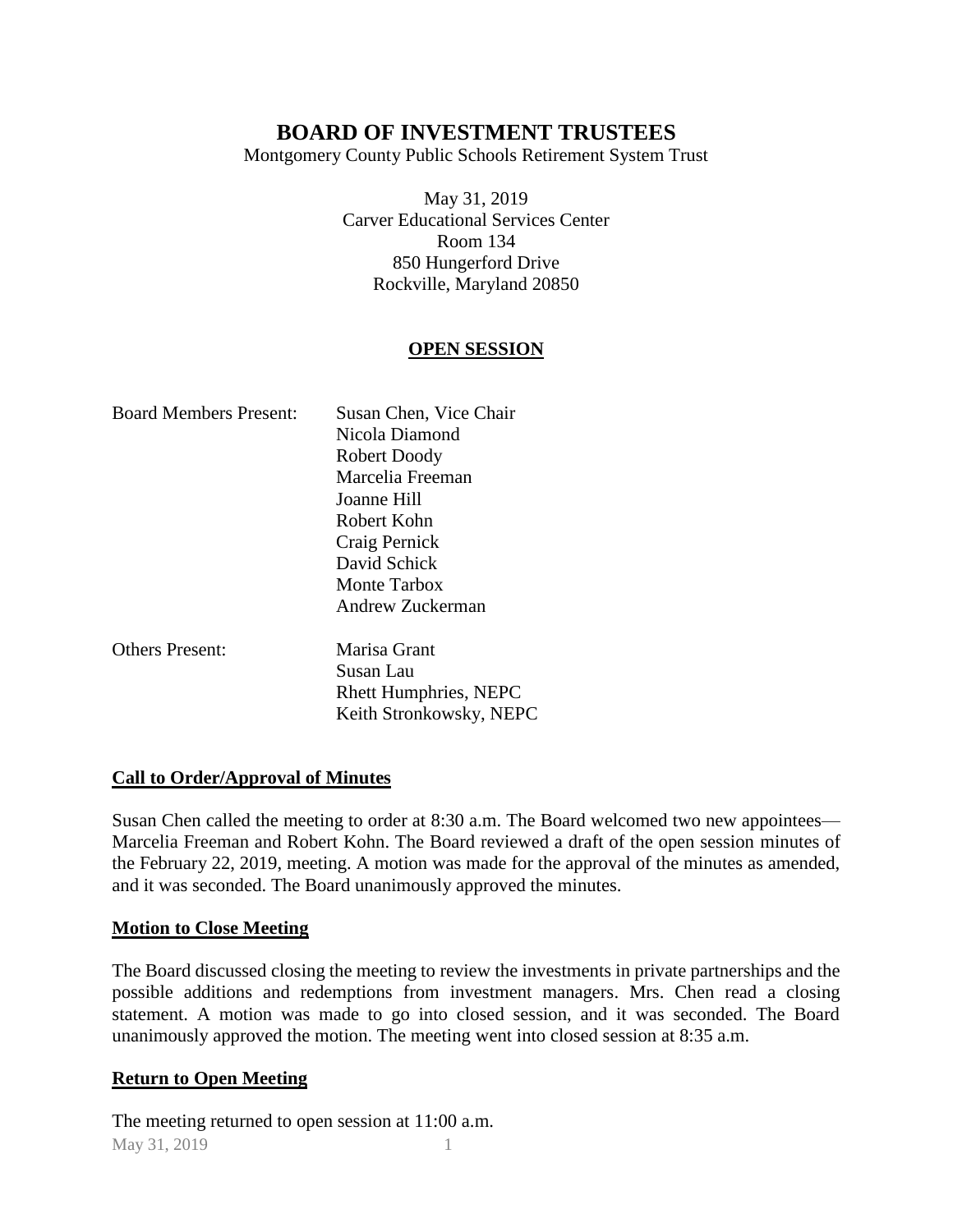# BOARD OF INVESTMENT TRUSTEES

Montgomery County Public Schools Retirement System Trust

May 31, 2019
Carver Educational Services Center
Room 134
850 Hungerford Drive
Rockville, Maryland 20850

## OPEN SESSION

| | |
|---|---|
| Board Members Present: | Susan Chen, Vice Chair |
| | Nicola Diamond |
| | Robert Doody |
| | Marcelia Freeman |
| | Joanne Hill |
| | Robert Kohn |
| | Craig Pernick |
| | David Schick |
| | Monte Tarbox |
| | Andrew Zuckerman |
| Others Present: | Marisa Grant |
| | Susan Lau |
| | Rhett Humphries, NEPC |
| | Keith Stronkowsky, NEPC |

### Call to Order/Approval of Minutes

Susan Chen called the meeting to order at 8:30 a.m. The Board welcomed two new appointees—Marcelia Freeman and Robert Kohn. The Board reviewed a draft of the open session minutes of the February 22, 2019, meeting. A motion was made for the approval of the minutes as amended, and it was seconded. The Board unanimously approved the minutes.

### Motion to Close Meeting

The Board discussed closing the meeting to review the investments in private partnerships and the possible additions and redemptions from investment managers. Mrs. Chen read a closing statement. A motion was made to go into closed session, and it was seconded. The Board unanimously approved the motion. The meeting went into closed session at 8:35 a.m.

### Return to Open Meeting

The meeting returned to open session at 11:00 a.m.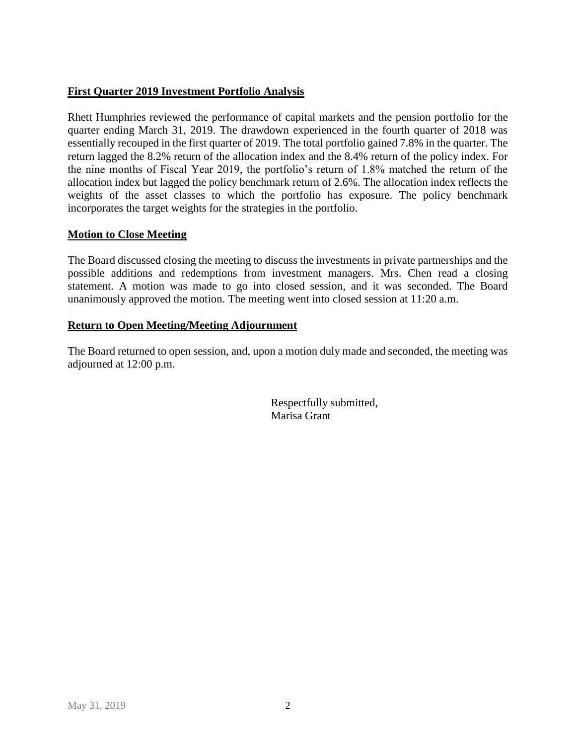## First Quarter 2019 Investment Portfolio Analysis

Rhett Humphries reviewed the performance of capital markets and the pension portfolio for the quarter ending March 31, 2019. The drawdown experienced in the fourth quarter of 2018 was essentially recouped in the first quarter of 2019. The total portfolio gained 7.8% in the quarter. The return lagged the 8.2% return of the allocation index and the 8.4% return of the policy index. For the nine months of Fiscal Year 2019, the portfolio's return of 1.8% matched the return of the allocation index but lagged the policy benchmark return of 2.6%. The allocation index reflects the weights of the asset classes to which the portfolio has exposure. The policy benchmark incorporates the target weights for the strategies in the portfolio.

## Motion to Close Meeting

The Board discussed closing the meeting to discuss the investments in private partnerships and the possible additions and redemptions from investment managers. Mrs. Chen read a closing statement. A motion was made to go into closed session, and it was seconded. The Board unanimously approved the motion. The meeting went into closed session at 11:20 a.m.

## Return to Open Meeting/Meeting Adjournment

The Board returned to open session, and, upon a motion duly made and seconded, the meeting was adjourned at 12:00 p.m.

Respectfully submitted,
Marisa Grant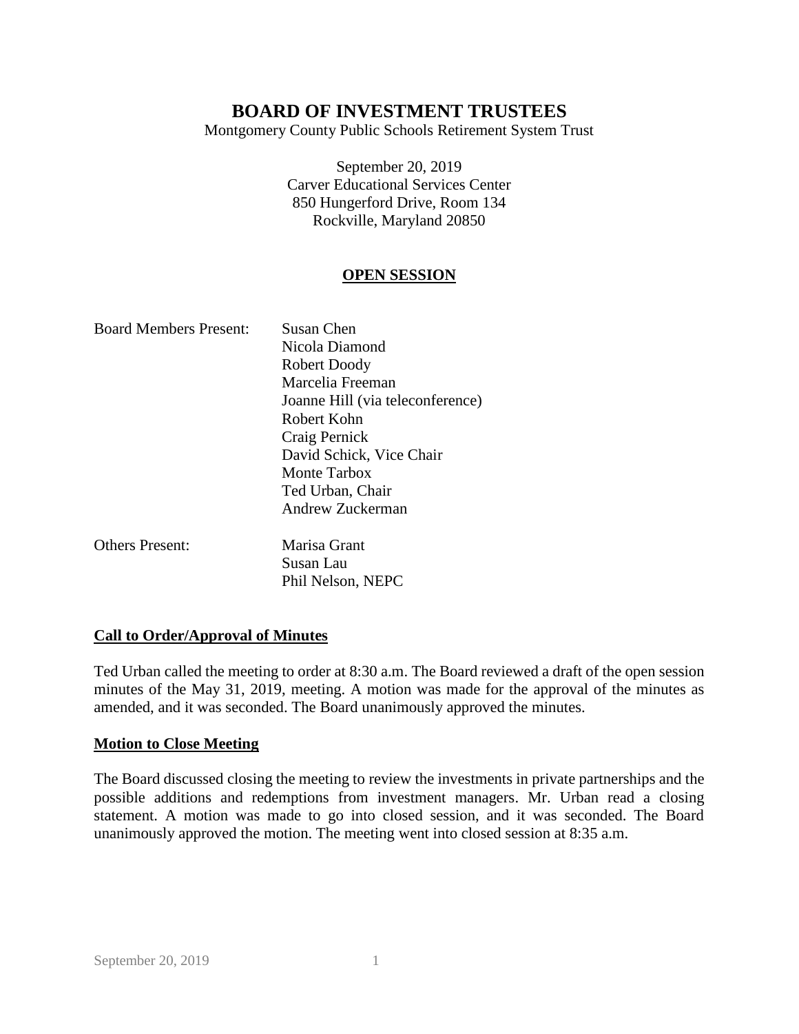# BOARD OF INVESTMENT TRUSTEES

Montgomery County Public Schools Retirement System Trust

September 20, 2019
Carver Educational Services Center
850 Hungerford Drive, Room 134
Rockville, Maryland 20850

**OPEN SESSION**

| | |
|---|---|
| Board Members Present: | Susan Chen |
| | Nicola Diamond |
| | Robert Doody |
| | Marcelia Freeman |
| | Joanne Hill (via teleconference) |
| | Robert Kohn |
| | Craig Pernick |
| | David Schick, Vice Chair |
| | Monte Tarbox |
| | Ted Urban, Chair |
| | Andrew Zuckerman |
| Others Present: | Marisa Grant |
| | Susan Lau |
| | Phil Nelson, NEPC |

**Call to Order/Approval of Minutes**

Ted Urban called the meeting to order at 8:30 a.m. The Board reviewed a draft of the open session minutes of the May 31, 2019, meeting. A motion was made for the approval of the minutes as amended, and it was seconded. The Board unanimously approved the minutes.

**Motion to Close Meeting**

The Board discussed closing the meeting to review the investments in private partnerships and the possible additions and redemptions from investment managers. Mr. Urban read a closing statement. A motion was made to go into closed session, and it was seconded. The Board unanimously approved the motion. The meeting went into closed session at 8:35 a.m.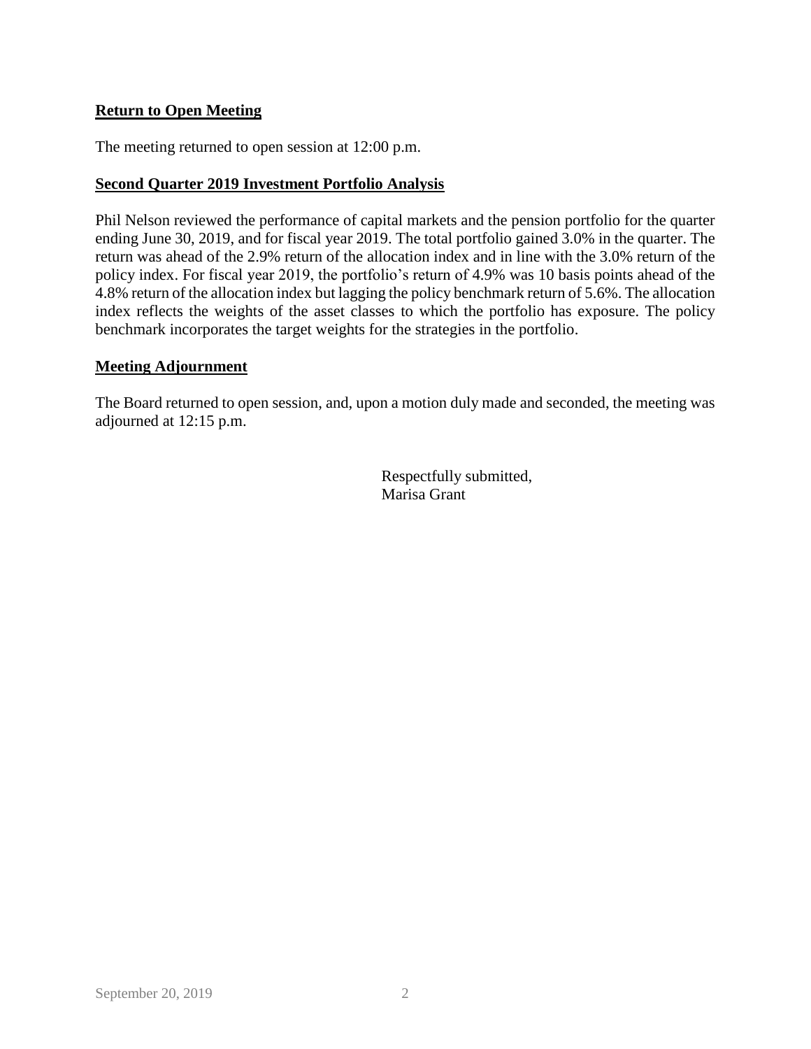**Return to Open Meeting**

The meeting returned to open session at 12:00 p.m.

**Second Quarter 2019 Investment Portfolio Analysis**

Phil Nelson reviewed the performance of capital markets and the pension portfolio for the quarter ending June 30, 2019, and for fiscal year 2019. The total portfolio gained 3.0% in the quarter. The return was ahead of the 2.9% return of the allocation index and in line with the 3.0% return of the policy index. For fiscal year 2019, the portfolio's return of 4.9% was 10 basis points ahead of the 4.8% return of the allocation index but lagging the policy benchmark return of 5.6%. The allocation index reflects the weights of the asset classes to which the portfolio has exposure. The policy benchmark incorporates the target weights for the strategies in the portfolio.

**Meeting Adjournment**

The Board returned to open session, and, upon a motion duly made and seconded, the meeting was adjourned at 12:15 p.m.

Respectfully submitted,
Marisa Grant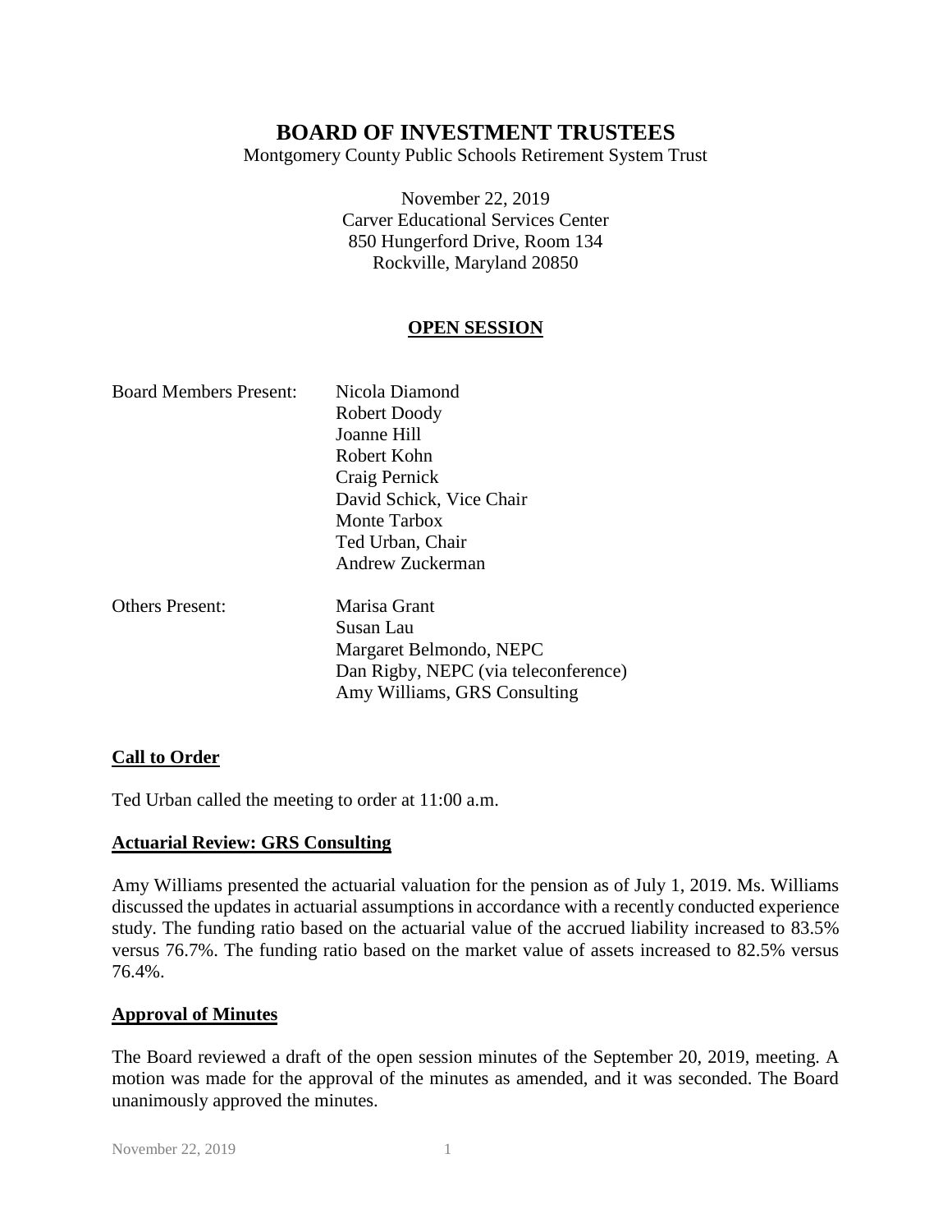# BOARD OF INVESTMENT TRUSTEES

Montgomery County Public Schools Retirement System Trust

November 22, 2019
Carver Educational Services Center
850 Hungerford Drive, Room 134
Rockville, Maryland 20850

## OPEN SESSION

| | |
|---|---|
| Board Members Present: | Nicola Diamond |
| | Robert Doody |
| | Joanne Hill |
| | Robert Kohn |
| | Craig Pernick |
| | David Schick, Vice Chair |
| | Monte Tarbox |
| | Ted Urban, Chair |
| | Andrew Zuckerman |
| Others Present: | Marisa Grant |
| | Susan Lau |
| | Margaret Belmondo, NEPC |
| | Dan Rigby, NEPC (via teleconference) |
| | Amy Williams, GRS Consulting |

### Call to Order

Ted Urban called the meeting to order at 11:00 a.m.

### Actuarial Review: GRS Consulting

Amy Williams presented the actuarial valuation for the pension as of July 1, 2019. Ms. Williams discussed the updates in actuarial assumptions in accordance with a recently conducted experience study. The funding ratio based on the actuarial value of the accrued liability increased to 83.5% versus 76.7%. The funding ratio based on the market value of assets increased to 82.5% versus 76.4%.

### Approval of Minutes

The Board reviewed a draft of the open session minutes of the September 20, 2019, meeting. A motion was made for the approval of the minutes as amended, and it was seconded. The Board unanimously approved the minutes.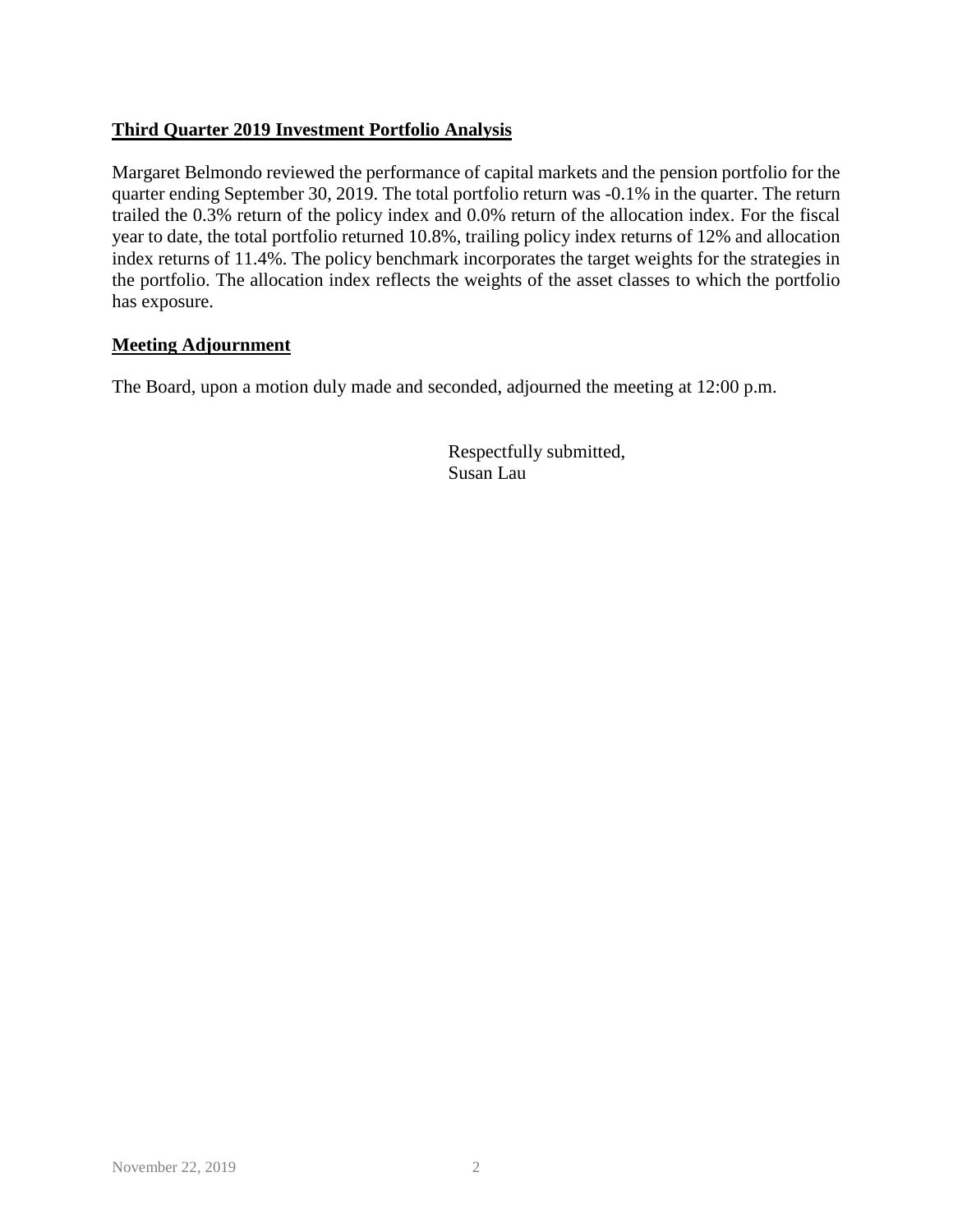**Third Quarter 2019 Investment Portfolio Analysis**

Margaret Belmondo reviewed the performance of capital markets and the pension portfolio for the quarter ending September 30, 2019. The total portfolio return was -0.1% in the quarter. The return trailed the 0.3% return of the policy index and 0.0% return of the allocation index. For the fiscal year to date, the total portfolio returned 10.8%, trailing policy index returns of 12% and allocation index returns of 11.4%. The policy benchmark incorporates the target weights for the strategies in the portfolio. The allocation index reflects the weights of the asset classes to which the portfolio has exposure.

**Meeting Adjournment**

The Board, upon a motion duly made and seconded, adjourned the meeting at 12:00 p.m.

Respectfully submitted,
Susan Lau